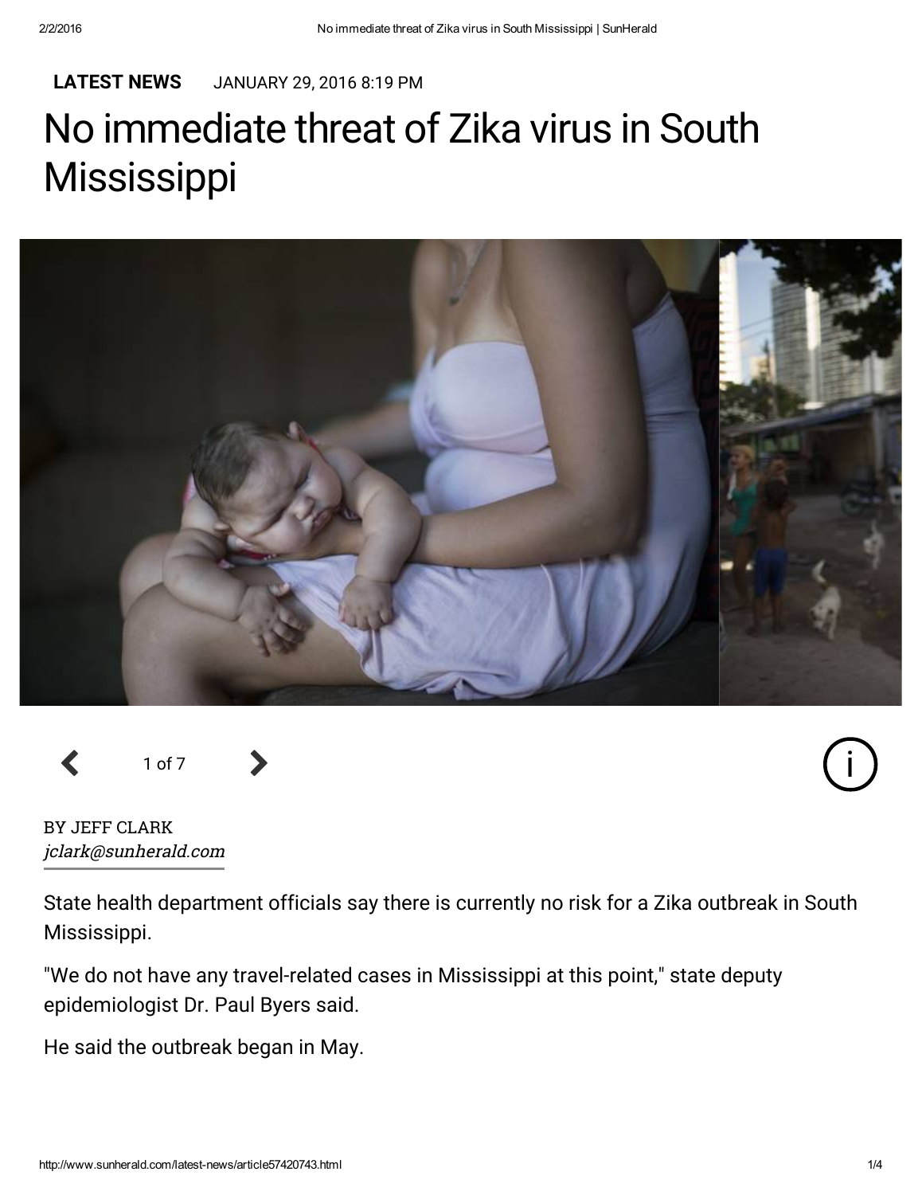**LATEST NEWS** JANUARY 29, 2016 8:19 PM

# No immediate threat of Zika virus in South Mississippi

1 of 7

BY JEFF CLARK
*jclark@sunherald.com*

State health department officials say there is currently no risk for a Zika outbreak in South Mississippi.

"We do not have any travel-related cases in Mississippi at this point," state deputy epidemiologist Dr. Paul Byers said.

He said the outbreak began in May.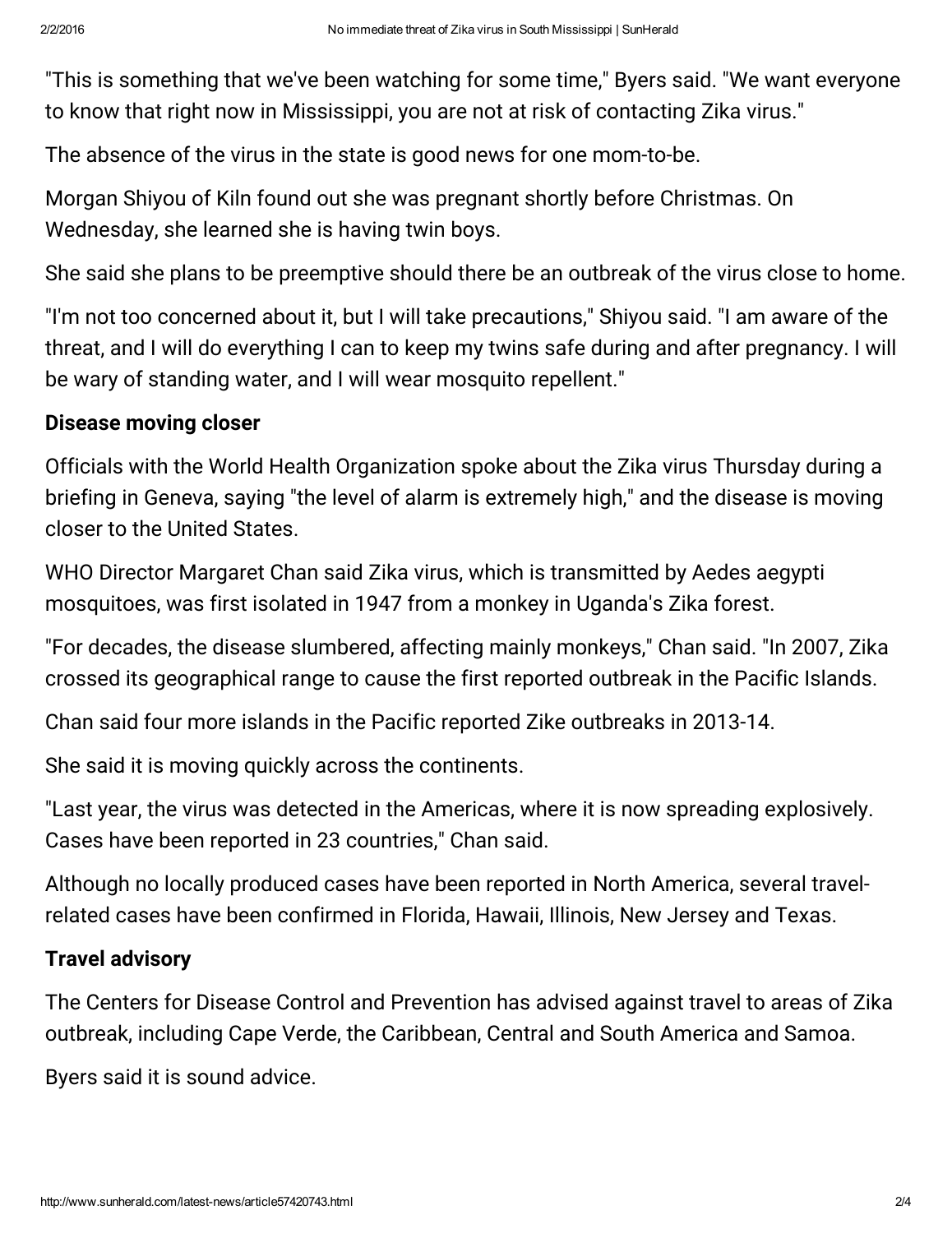"This is something that we've been watching for some time," Byers said. "We want everyone to know that right now in Mississippi, you are not at risk of contacting Zika virus."

The absence of the virus in the state is good news for one mom-to-be.

Morgan Shiyou of Kiln found out she was pregnant shortly before Christmas. On Wednesday, she learned she is having twin boys.

She said she plans to be preemptive should there be an outbreak of the virus close to home.

"I'm not too concerned about it, but I will take precautions," Shiyou said. "I am aware of the threat, and I will do everything I can to keep my twins safe during and after pregnancy. I will be wary of standing water, and I will wear mosquito repellent."

**Disease moving closer**

Officials with the World Health Organization spoke about the Zika virus Thursday during a briefing in Geneva, saying "the level of alarm is extremely high," and the disease is moving closer to the United States.

WHO Director Margaret Chan said Zika virus, which is transmitted by Aedes aegypti mosquitoes, was first isolated in 1947 from a monkey in Uganda's Zika forest.

"For decades, the disease slumbered, affecting mainly monkeys," Chan said. "In 2007, Zika crossed its geographical range to cause the first reported outbreak in the Pacific Islands.

Chan said four more islands in the Pacific reported Zike outbreaks in 2013-14.

She said it is moving quickly across the continents.

"Last year, the virus was detected in the Americas, where it is now spreading explosively. Cases have been reported in 23 countries," Chan said.

Although no locally produced cases have been reported in North America, several travel-related cases have been confirmed in Florida, Hawaii, Illinois, New Jersey and Texas.

**Travel advisory**

The Centers for Disease Control and Prevention has advised against travel to areas of Zika outbreak, including Cape Verde, the Caribbean, Central and South America and Samoa.

Byers said it is sound advice.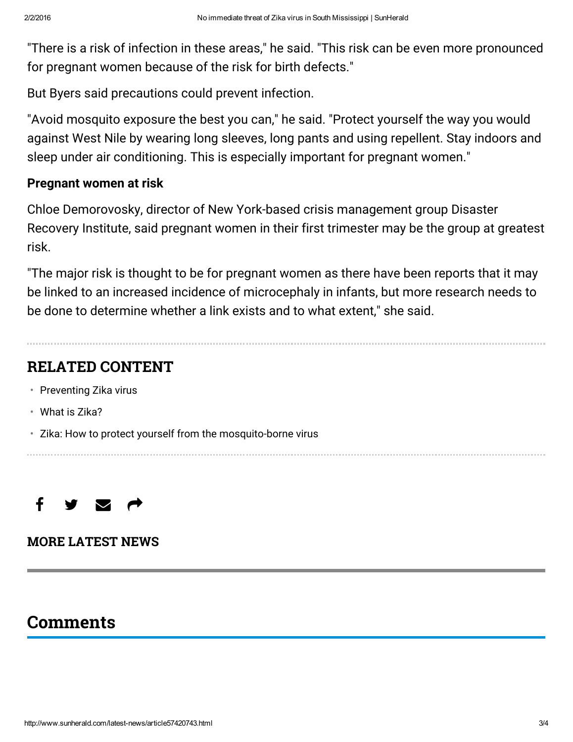"There is a risk of infection in these areas," he said. "This risk can be even more pronounced for pregnant women because of the risk for birth defects."

But Byers said precautions could prevent infection.

"Avoid mosquito exposure the best you can," he said. "Protect yourself the way you would against West Nile by wearing long sleeves, long pants and using repellent. Stay indoors and sleep under air conditioning. This is especially important for pregnant women."

**Pregnant women at risk**

Chloe Demorovosky, director of New York-based crisis management group Disaster Recovery Institute, said pregnant women in their first trimester may be the group at greatest risk.

"The major risk is thought to be for pregnant women as there have been reports that it may be linked to an increased incidence of microcephaly in infants, but more research needs to be done to determine whether a link exists and to what extent," she said.

## RELATED CONTENT

- Preventing Zika virus
- What is Zika?
- Zika: How to protect yourself from the mosquito-borne virus

## MORE LATEST NEWS

## Comments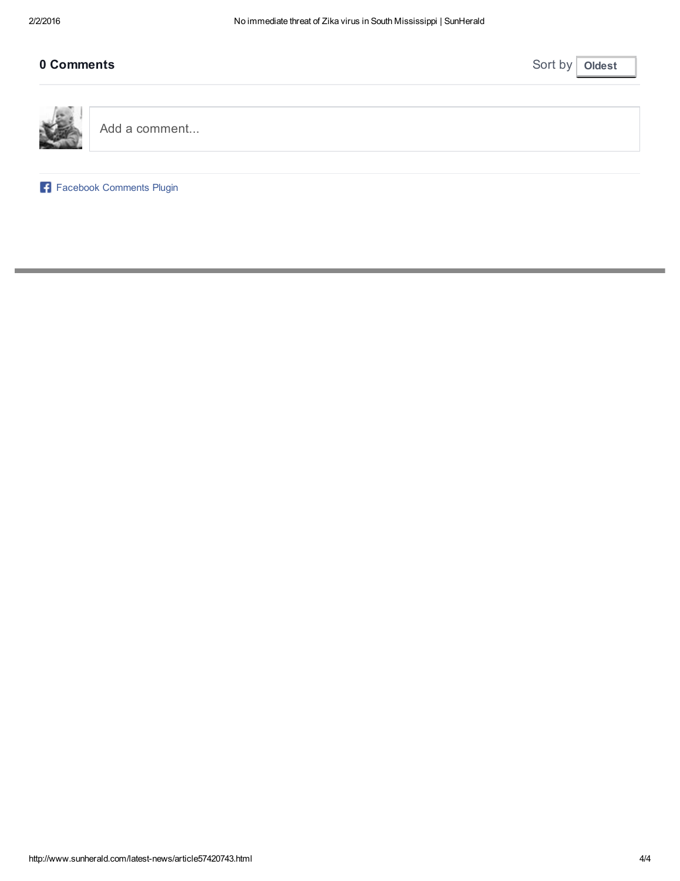**0 Comments**

Sort by **Oldest**

Add a comment...

Facebook Comments Plugin